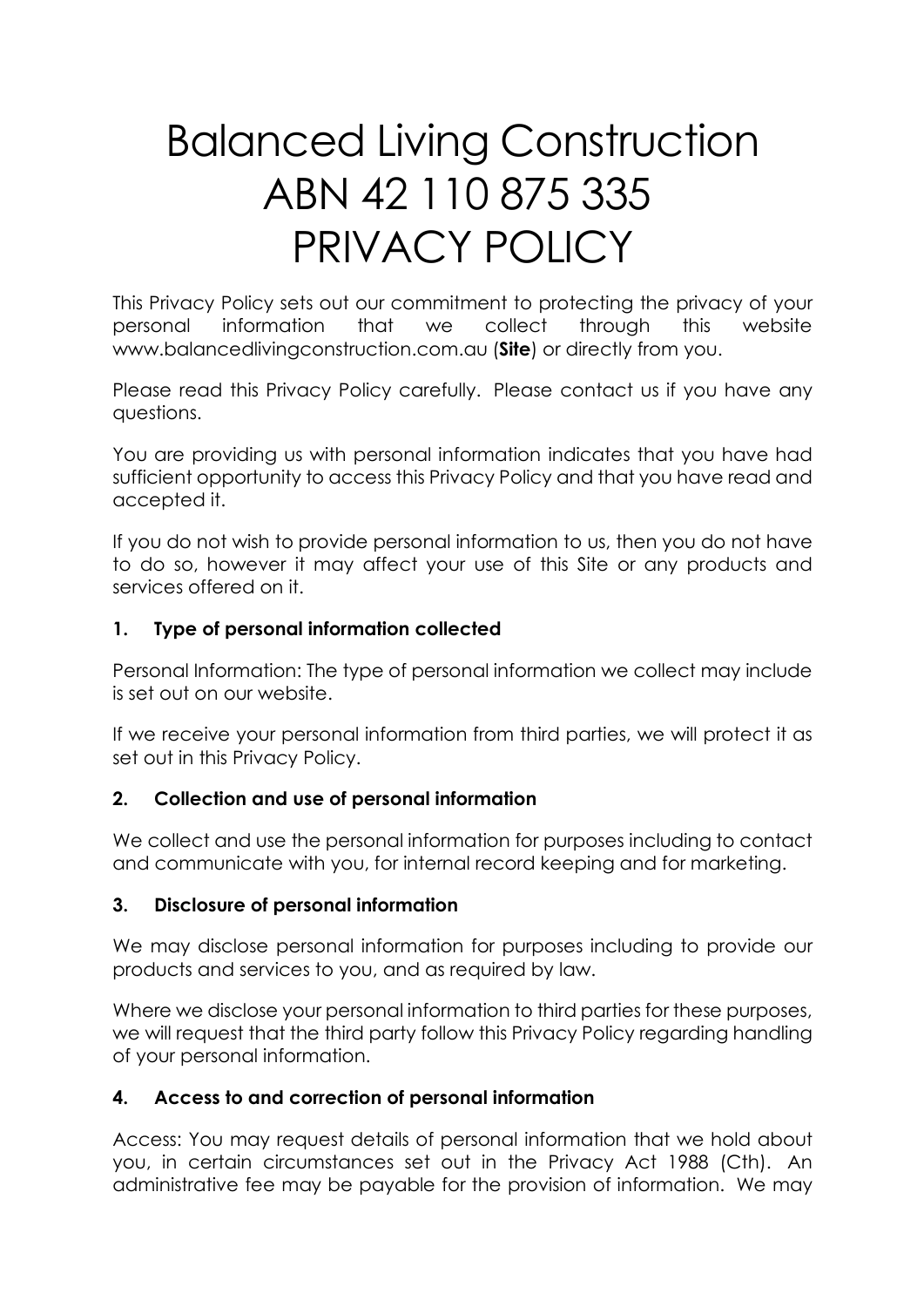# Balanced Living Construction ABN 42 110 875 335 PRIVACY POLICY

This Privacy Policy sets out our commitment to protecting the privacy of your personal information that we collect through this website www.balancedlivingconstruction.com.au (**Site**) or directly from you.

Please read this Privacy Policy carefully. Please contact us if you have any questions.

You are providing us with personal information indicates that you have had sufficient opportunity to access this Privacy Policy and that you have read and accepted it.

If you do not wish to provide personal information to us, then you do not have to do so, however it may affect your use of this Site or any products and services offered on it.

## 1. Type of personal information collected

Personal Information: The type of personal information we collect may include is set out on our website.

If we receive your personal information from third parties, we will protect it as set out in this Privacy Policy.

## 2. Collection and use of personal information

We collect and use the personal information for purposes including to contact and communicate with you, for internal record keeping and for marketing.

## 3. Disclosure of personal information

We may disclose personal information for purposes including to provide our products and services to you, and as required by law.

Where we disclose your personal information to third parties for these purposes, we will request that the third party follow this Privacy Policy regarding handling of your personal information.

## 4. Access to and correction of personal information

Access: You may request details of personal information that we hold about you, in certain circumstances set out in the Privacy Act 1988 (Cth). An administrative fee may be payable for the provision of information. We may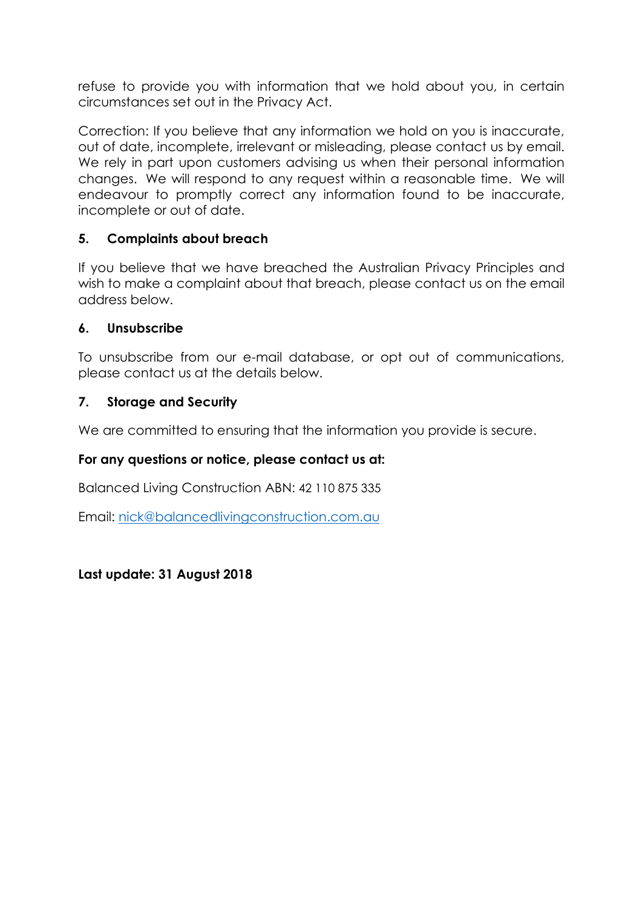refuse to provide you with information that we hold about you, in certain circumstances set out in the Privacy Act.

Correction: If you believe that any information we hold on you is inaccurate, out of date, incomplete, irrelevant or misleading, please contact us by email. We rely in part upon customers advising us when their personal information changes. We will respond to any request within a reasonable time. We will endeavour to promptly correct any information found to be inaccurate, incomplete or out of date.

## 5. Complaints about breach

If you believe that we have breached the Australian Privacy Principles and wish to make a complaint about that breach, please contact us on the email address below.

## 6. Unsubscribe

To unsubscribe from our e-mail database, or opt out of communications, please contact us at the details below.

## 7. Storage and Security

We are committed to ensuring that the information you provide is secure.

**For any questions or notice, please contact us at:**

Balanced Living Construction ABN: 42 110 875 335

Email: nick@balancedlivingconstruction.com.au

**Last update: 31 August 2018**